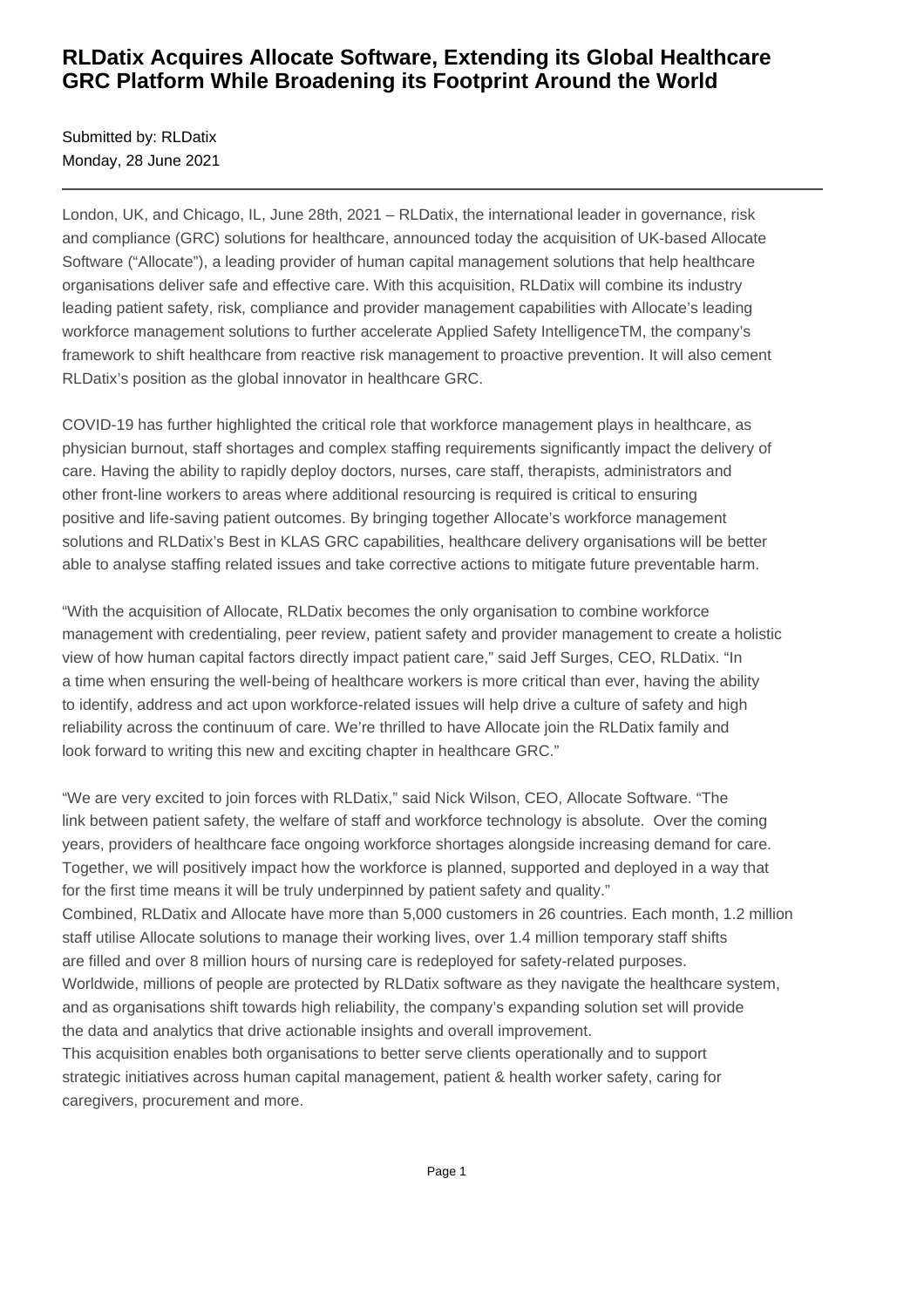# RLDatix Acquires Allocate Software, Extending its Global Healthcare GRC Platform While Broadening its Footprint Around the World

Submitted by: RLDatix
Monday, 28 June 2021

---

London, UK, and Chicago, IL, June 28th, 2021 – RLDatix, the international leader in governance, risk and compliance (GRC) solutions for healthcare, announced today the acquisition of UK-based Allocate Software ("Allocate"), a leading provider of human capital management solutions that help healthcare organisations deliver safe and effective care. With this acquisition, RLDatix will combine its industry leading patient safety, risk, compliance and provider management capabilities with Allocate's leading workforce management solutions to further accelerate Applied Safety IntelligenceTM, the company's framework to shift healthcare from reactive risk management to proactive prevention. It will also cement RLDatix's position as the global innovator in healthcare GRC.

COVID-19 has further highlighted the critical role that workforce management plays in healthcare, as physician burnout, staff shortages and complex staffing requirements significantly impact the delivery of care. Having the ability to rapidly deploy doctors, nurses, care staff, therapists, administrators and other front-line workers to areas where additional resourcing is required is critical to ensuring positive and life-saving patient outcomes. By bringing together Allocate's workforce management solutions and RLDatix's Best in KLAS GRC capabilities, healthcare delivery organisations will be better able to analyse staffing related issues and take corrective actions to mitigate future preventable harm.

"With the acquisition of Allocate, RLDatix becomes the only organisation to combine workforce management with credentialing, peer review, patient safety and provider management to create a holistic view of how human capital factors directly impact patient care," said Jeff Surges, CEO, RLDatix. "In a time when ensuring the well-being of healthcare workers is more critical than ever, having the ability to identify, address and act upon workforce-related issues will help drive a culture of safety and high reliability across the continuum of care. We're thrilled to have Allocate join the RLDatix family and look forward to writing this new and exciting chapter in healthcare GRC."

"We are very excited to join forces with RLDatix," said Nick Wilson, CEO, Allocate Software. "The link between patient safety, the welfare of staff and workforce technology is absolute. Over the coming years, providers of healthcare face ongoing workforce shortages alongside increasing demand for care. Together, we will positively impact how the workforce is planned, supported and deployed in a way that for the first time means it will be truly underpinned by patient safety and quality."

Combined, RLDatix and Allocate have more than 5,000 customers in 26 countries. Each month, 1.2 million staff utilise Allocate solutions to manage their working lives, over 1.4 million temporary staff shifts are filled and over 8 million hours of nursing care is redeployed for safety-related purposes. Worldwide, millions of people are protected by RLDatix software as they navigate the healthcare system, and as organisations shift towards high reliability, the company's expanding solution set will provide the data and analytics that drive actionable insights and overall improvement.

This acquisition enables both organisations to better serve clients operationally and to support strategic initiatives across human capital management, patient & health worker safety, caring for caregivers, procurement and more.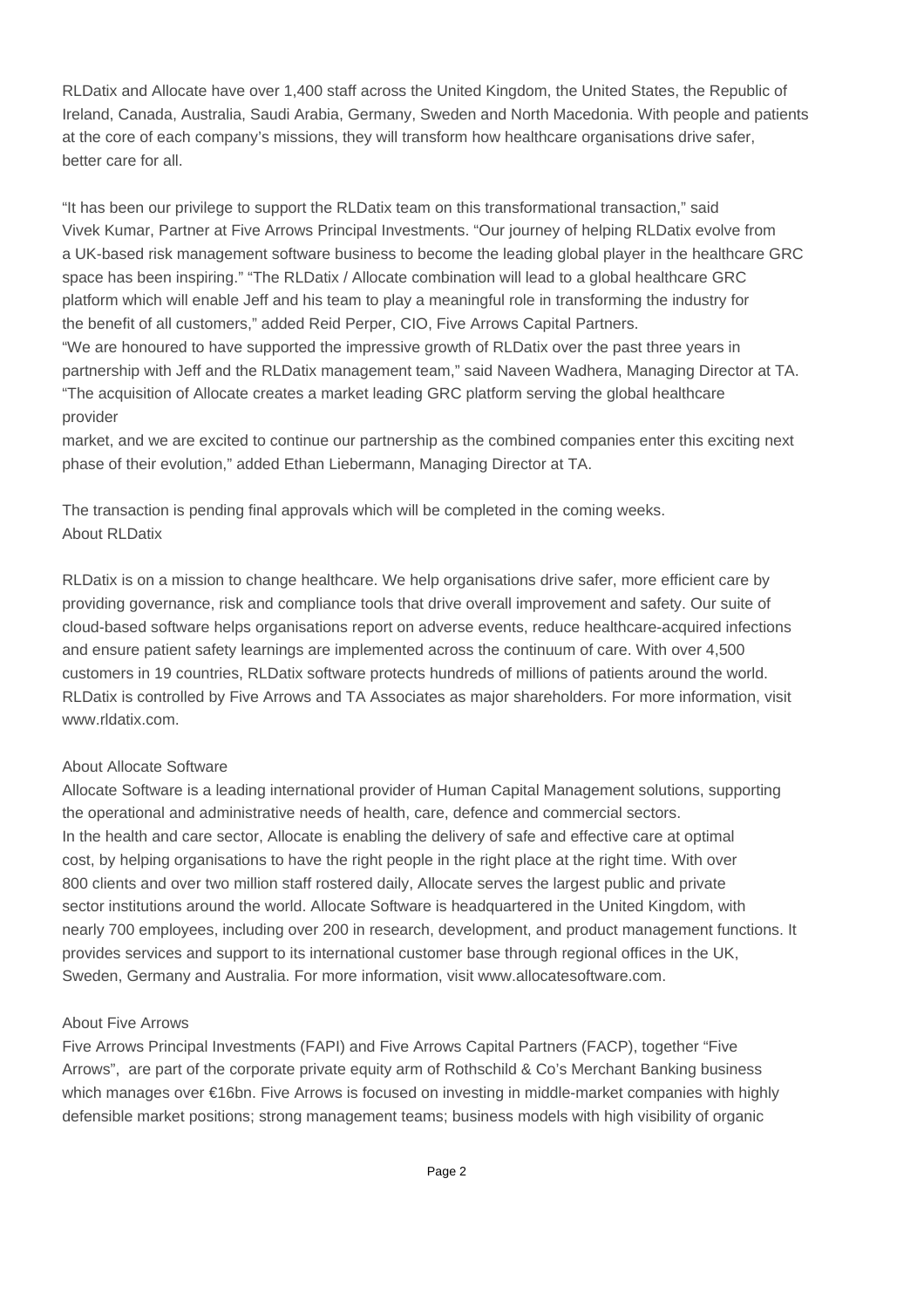RLDatix and Allocate have over 1,400 staff across the United Kingdom, the United States, the Republic of Ireland, Canada, Australia, Saudi Arabia, Germany, Sweden and North Macedonia. With people and patients at the core of each company's missions, they will transform how healthcare organisations drive safer, better care for all.

"It has been our privilege to support the RLDatix team on this transformational transaction," said Vivek Kumar, Partner at Five Arrows Principal Investments. "Our journey of helping RLDatix evolve from a UK-based risk management software business to become the leading global player in the healthcare GRC space has been inspiring." "The RLDatix / Allocate combination will lead to a global healthcare GRC platform which will enable Jeff and his team to play a meaningful role in transforming the industry for the benefit of all customers," added Reid Perper, CIO, Five Arrows Capital Partners.

"We are honoured to have supported the impressive growth of RLDatix over the past three years in partnership with Jeff and the RLDatix management team," said Naveen Wadhera, Managing Director at TA. "The acquisition of Allocate creates a market leading GRC platform serving the global healthcare provider market, and we are excited to continue our partnership as the combined companies enter this exciting next phase of their evolution," added Ethan Liebermann, Managing Director at TA.

The transaction is pending final approvals which will be completed in the coming weeks.

## About RLDatix

RLDatix is on a mission to change healthcare. We help organisations drive safer, more efficient care by providing governance, risk and compliance tools that drive overall improvement and safety. Our suite of cloud-based software helps organisations report on adverse events, reduce healthcare-acquired infections and ensure patient safety learnings are implemented across the continuum of care. With over 4,500 customers in 19 countries, RLDatix software protects hundreds of millions of patients around the world. RLDatix is controlled by Five Arrows and TA Associates as major shareholders. For more information, visit www.rldatix.com.

## About Allocate Software

Allocate Software is a leading international provider of Human Capital Management solutions, supporting the operational and administrative needs of health, care, defence and commercial sectors.
In the health and care sector, Allocate is enabling the delivery of safe and effective care at optimal cost, by helping organisations to have the right people in the right place at the right time. With over 800 clients and over two million staff rostered daily, Allocate serves the largest public and private sector institutions around the world. Allocate Software is headquartered in the United Kingdom, with nearly 700 employees, including over 200 in research, development, and product management functions. It provides services and support to its international customer base through regional offices in the UK, Sweden, Germany and Australia. For more information, visit www.allocatesoftware.com.

## About Five Arrows

Five Arrows Principal Investments (FAPI) and Five Arrows Capital Partners (FACP), together "Five Arrows", are part of the corporate private equity arm of Rothschild & Co's Merchant Banking business which manages over €16bn. Five Arrows is focused on investing in middle-market companies with highly defensible market positions; strong management teams; business models with high visibility of organic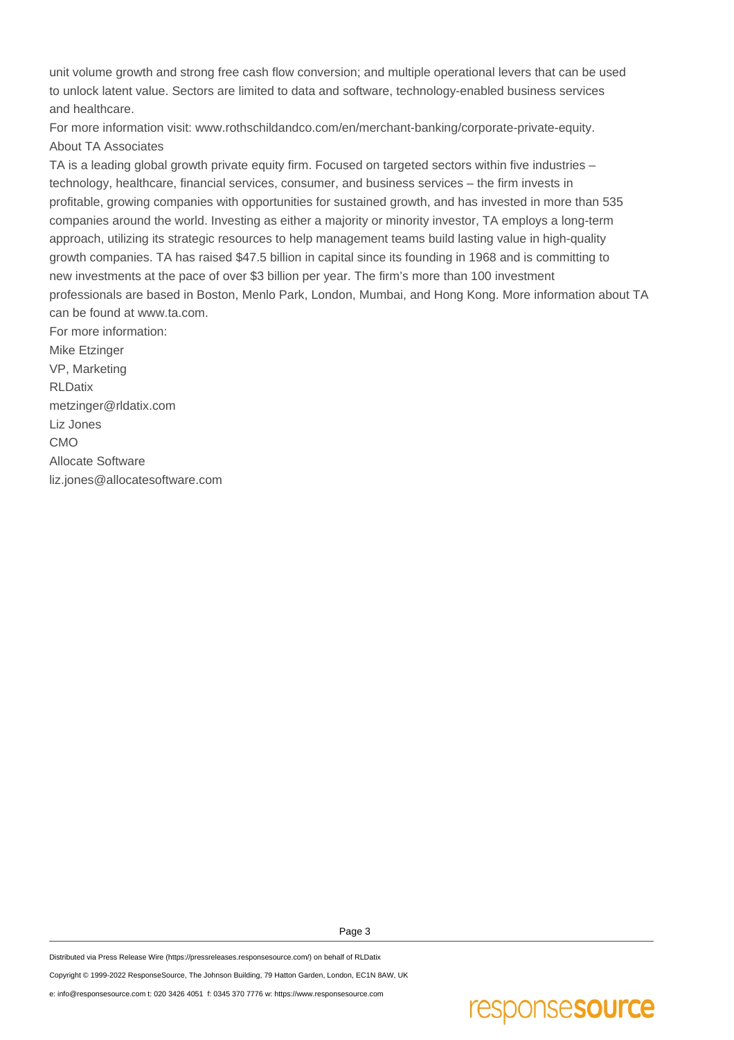unit volume growth and strong free cash flow conversion; and multiple operational levers that can be used to unlock latent value. Sectors are limited to data and software, technology-enabled business services and healthcare.

For more information visit: www.rothschildandco.com/en/merchant-banking/corporate-private-equity.

About TA Associates

TA is a leading global growth private equity firm. Focused on targeted sectors within five industries – technology, healthcare, financial services, consumer, and business services – the firm invests in profitable, growing companies with opportunities for sustained growth, and has invested in more than 535 companies around the world. Investing as either a majority or minority investor, TA employs a long-term approach, utilizing its strategic resources to help management teams build lasting value in high-quality growth companies. TA has raised $47.5 billion in capital since its founding in 1968 and is committing to new investments at the pace of over $3 billion per year. The firm's more than 100 investment professionals are based in Boston, Menlo Park, London, Mumbai, and Hong Kong. More information about TA can be found at www.ta.com.

For more information:

Mike Etzinger
VP, Marketing
RLDatix
metzinger@rldatix.com

Liz Jones
CMO
Allocate Software
liz.jones@allocatesoftware.com